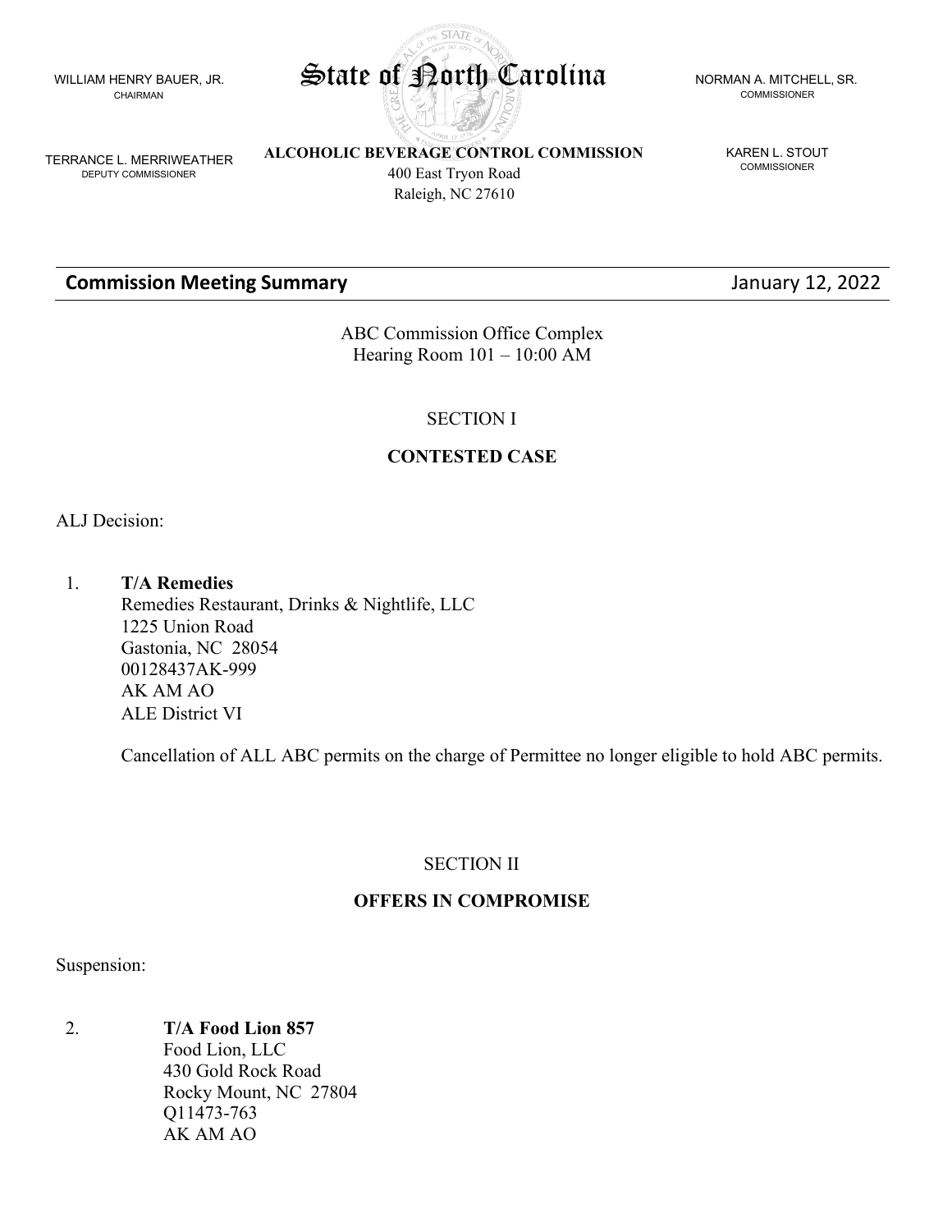WILLIAM HENRY BAUER, JR.
CHAIRMAN

# State of North Carolina

NORMAN A. MITCHELL, SR.
COMMISSIONER

TERRANCE L. MERRIWEATHER
DEPUTY COMMISSIONER

**ALCOHOLIC BEVERAGE CONTROL COMMISSION**
400 East Tryon Road
Raleigh, NC 27610

KAREN L. STOUT
COMMISSIONER

---

**Commission Meeting Summary** January 12, 2022

---

ABC Commission Office Complex
Hearing Room 101 – 10:00 AM

## SECTION I

## CONTESTED CASE

ALJ Decision:

1. **T/A Remedies**
   Remedies Restaurant, Drinks & Nightlife, LLC
   1225 Union Road
   Gastonia, NC 28054
   00128437AK-999
   AK AM AO
   ALE District VI

   Cancellation of ALL ABC permits on the charge of Permittee no longer eligible to hold ABC permits.

## SECTION II

## OFFERS IN COMPROMISE

Suspension:

2. **T/A Food Lion 857**
   Food Lion, LLC
   430 Gold Rock Road
   Rocky Mount, NC 27804
   Q11473-763
   AK AM AO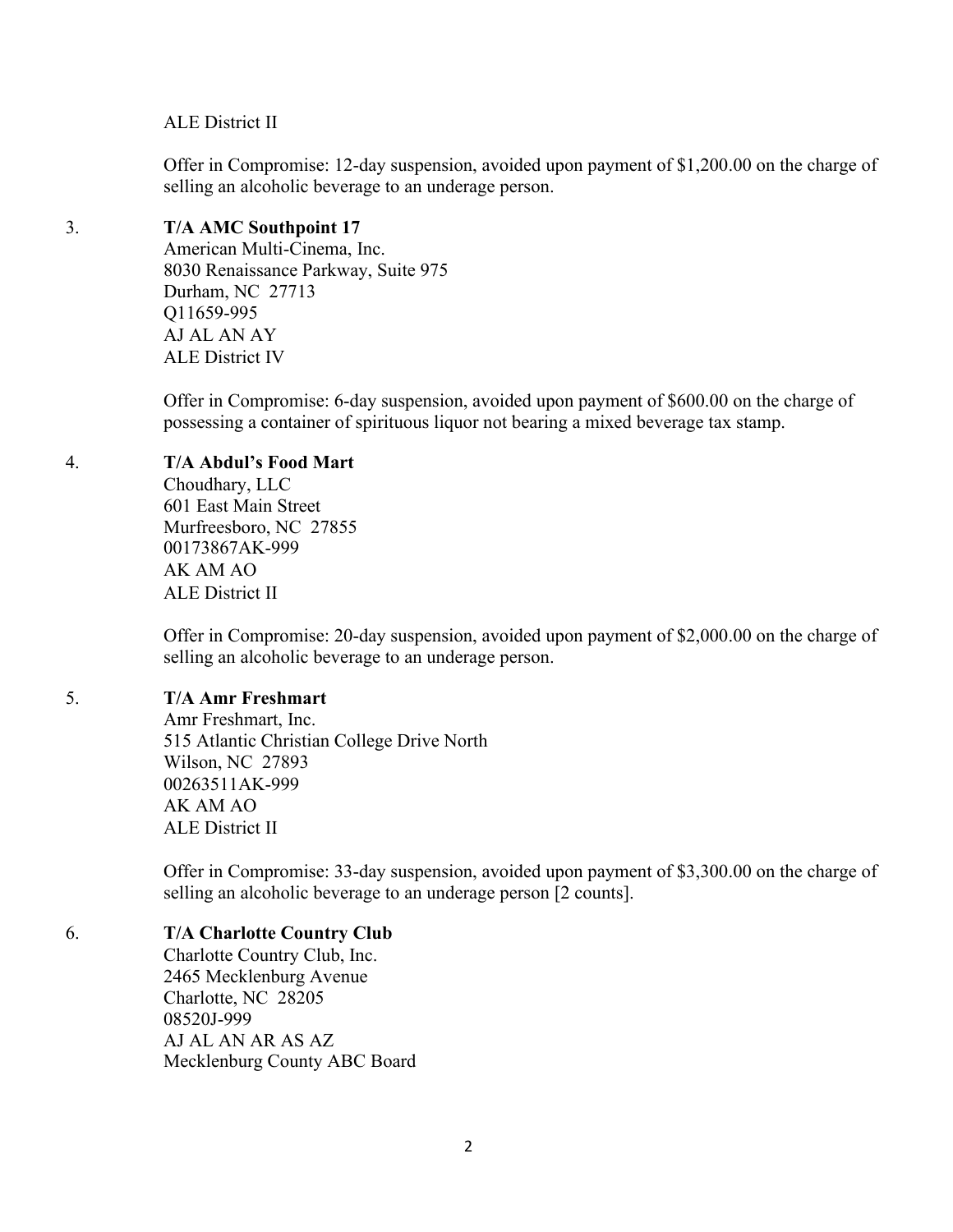ALE District II

Offer in Compromise: 12-day suspension, avoided upon payment of $1,200.00 on the charge of selling an alcoholic beverage to an underage person.

3. **T/A AMC Southpoint 17**
   American Multi-Cinema, Inc.
   8030 Renaissance Parkway, Suite 975
   Durham, NC 27713
   Q11659-995
   AJ AL AN AY
   ALE District IV

   Offer in Compromise: 6-day suspension, avoided upon payment of $600.00 on the charge of possessing a container of spirituous liquor not bearing a mixed beverage tax stamp.

4. **T/A Abdul's Food Mart**
   Choudhary, LLC
   601 East Main Street
   Murfreesboro, NC 27855
   00173867AK-999
   AK AM AO
   ALE District II

   Offer in Compromise: 20-day suspension, avoided upon payment of $2,000.00 on the charge of selling an alcoholic beverage to an underage person.

5. **T/A Amr Freshmart**
   Amr Freshmart, Inc.
   515 Atlantic Christian College Drive North
   Wilson, NC 27893
   00263511AK-999
   AK AM AO
   ALE District II

   Offer in Compromise: 33-day suspension, avoided upon payment of $3,300.00 on the charge of selling an alcoholic beverage to an underage person [2 counts].

6. **T/A Charlotte Country Club**
   Charlotte Country Club, Inc.
   2465 Mecklenburg Avenue
   Charlotte, NC 28205
   08520J-999
   AJ AL AN AR AS AZ
   Mecklenburg County ABC Board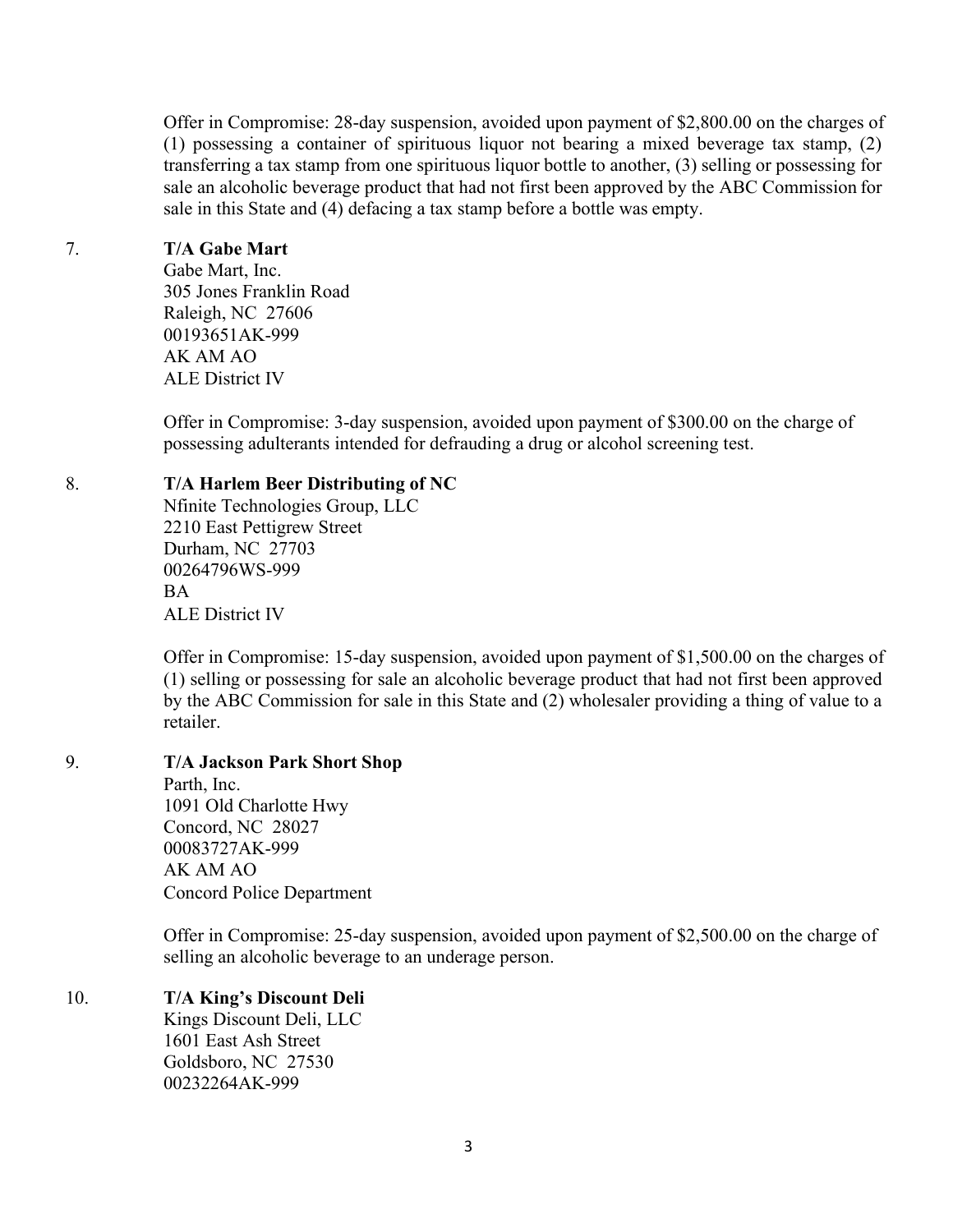Offer in Compromise: 28-day suspension, avoided upon payment of $2,800.00 on the charges of (1) possessing a container of spirituous liquor not bearing a mixed beverage tax stamp, (2) transferring a tax stamp from one spirituous liquor bottle to another, (3) selling or possessing for sale an alcoholic beverage product that had not first been approved by the ABC Commission for sale in this State and (4) defacing a tax stamp before a bottle was empty.

7. **T/A Gabe Mart**
   Gabe Mart, Inc.
   305 Jones Franklin Road
   Raleigh, NC 27606
   00193651AK-999
   AK AM AO
   ALE District IV

   Offer in Compromise: 3-day suspension, avoided upon payment of $300.00 on the charge of possessing adulterants intended for defrauding a drug or alcohol screening test.

8. **T/A Harlem Beer Distributing of NC**
   Nfinite Technologies Group, LLC
   2210 East Pettigrew Street
   Durham, NC 27703
   00264796WS-999
   BA
   ALE District IV

   Offer in Compromise: 15-day suspension, avoided upon payment of $1,500.00 on the charges of (1) selling or possessing for sale an alcoholic beverage product that had not first been approved by the ABC Commission for sale in this State and (2) wholesaler providing a thing of value to a retailer.

9. **T/A Jackson Park Short Shop**
   Parth, Inc.
   1091 Old Charlotte Hwy
   Concord, NC 28027
   00083727AK-999
   AK AM AO
   Concord Police Department

   Offer in Compromise: 25-day suspension, avoided upon payment of $2,500.00 on the charge of selling an alcoholic beverage to an underage person.

10. **T/A King's Discount Deli**
    Kings Discount Deli, LLC
    1601 East Ash Street
    Goldsboro, NC 27530
    00232264AK-999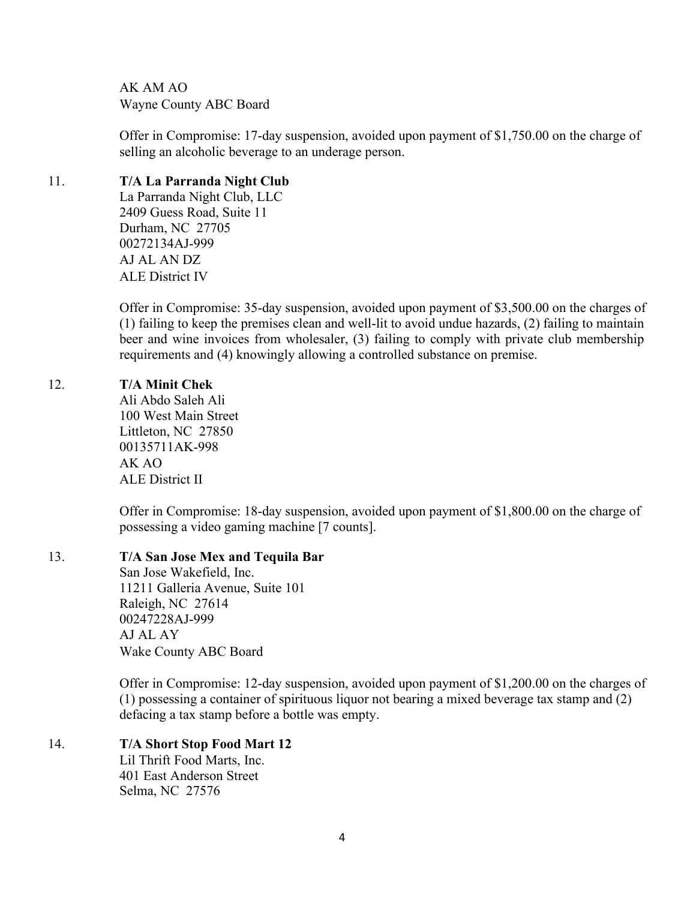AK AM AO
Wayne County ABC Board

Offer in Compromise: 17-day suspension, avoided upon payment of $1,750.00 on the charge of selling an alcoholic beverage to an underage person.

11. **T/A La Parranda Night Club**
La Parranda Night Club, LLC
2409 Guess Road, Suite 11
Durham, NC 27705
00272134AJ-999
AJ AL AN DZ
ALE District IV

Offer in Compromise: 35-day suspension, avoided upon payment of $3,500.00 on the charges of (1) failing to keep the premises clean and well-lit to avoid undue hazards, (2) failing to maintain beer and wine invoices from wholesaler, (3) failing to comply with private club membership requirements and (4) knowingly allowing a controlled substance on premise.

12. **T/A Minit Chek**
Ali Abdo Saleh Ali
100 West Main Street
Littleton, NC 27850
00135711AK-998
AK AO
ALE District II

Offer in Compromise: 18-day suspension, avoided upon payment of $1,800.00 on the charge of possessing a video gaming machine [7 counts].

13. **T/A San Jose Mex and Tequila Bar**
San Jose Wakefield, Inc.
11211 Galleria Avenue, Suite 101
Raleigh, NC 27614
00247228AJ-999
AJ AL AY
Wake County ABC Board

Offer in Compromise: 12-day suspension, avoided upon payment of $1,200.00 on the charges of (1) possessing a container of spirituous liquor not bearing a mixed beverage tax stamp and (2) defacing a tax stamp before a bottle was empty.

14. **T/A Short Stop Food Mart 12**
Lil Thrift Food Marts, Inc.
401 East Anderson Street
Selma, NC 27576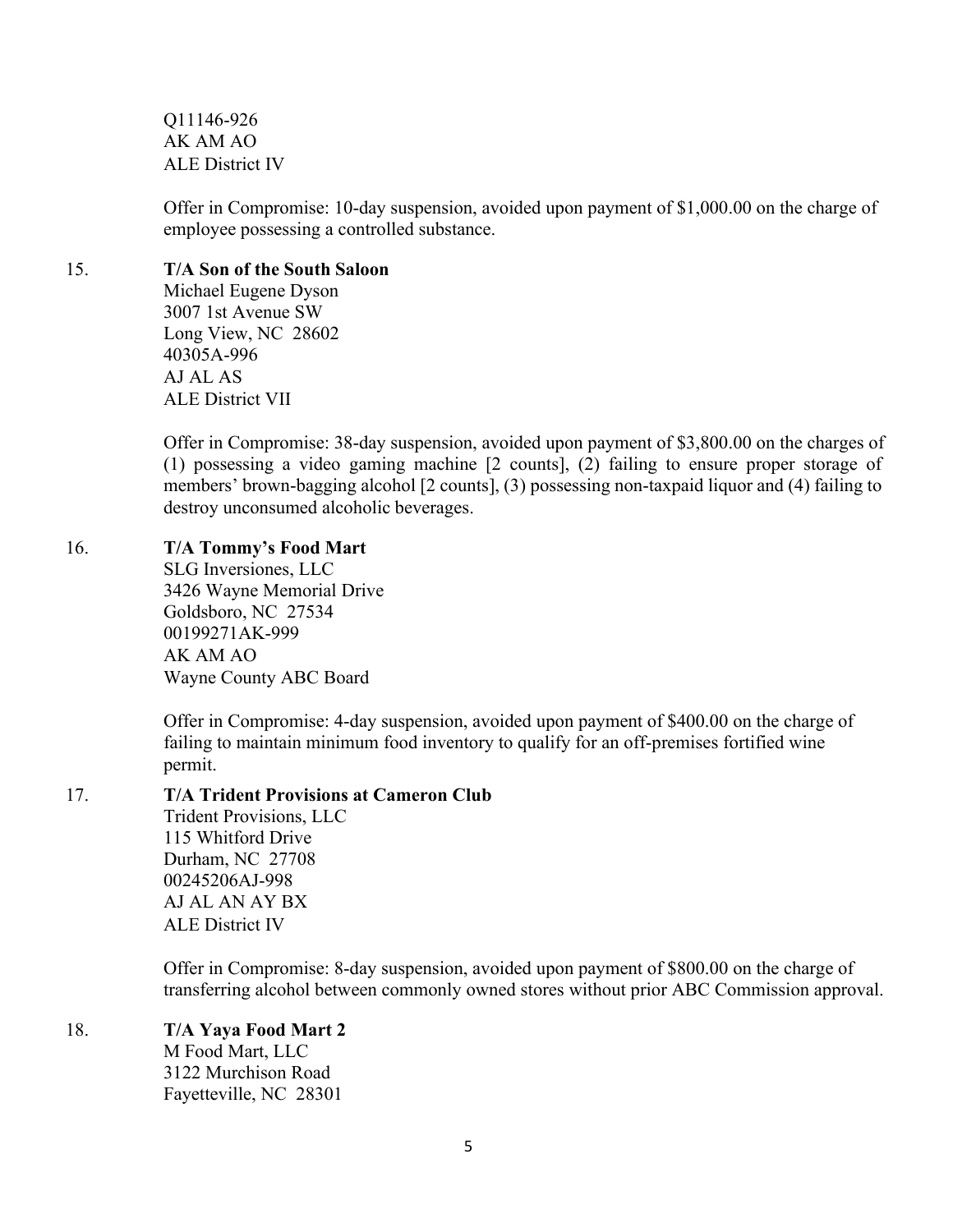Q11146-926
AK AM AO
ALE District IV

Offer in Compromise: 10-day suspension, avoided upon payment of $1,000.00 on the charge of employee possessing a controlled substance.

15. **T/A Son of the South Saloon**
Michael Eugene Dyson
3007 1st Avenue SW
Long View, NC 28602
40305A-996
AJ AL AS
ALE District VII

Offer in Compromise: 38-day suspension, avoided upon payment of $3,800.00 on the charges of (1) possessing a video gaming machine [2 counts], (2) failing to ensure proper storage of members' brown-bagging alcohol [2 counts], (3) possessing non-taxpaid liquor and (4) failing to destroy unconsumed alcoholic beverages.

16. **T/A Tommy's Food Mart**
SLG Inversiones, LLC
3426 Wayne Memorial Drive
Goldsboro, NC 27534
00199271AK-999
AK AM AO
Wayne County ABC Board

Offer in Compromise: 4-day suspension, avoided upon payment of $400.00 on the charge of failing to maintain minimum food inventory to qualify for an off-premises fortified wine permit.

17. **T/A Trident Provisions at Cameron Club**
Trident Provisions, LLC
115 Whitford Drive
Durham, NC 27708
00245206AJ-998
AJ AL AN AY BX
ALE District IV

Offer in Compromise: 8-day suspension, avoided upon payment of $800.00 on the charge of transferring alcohol between commonly owned stores without prior ABC Commission approval.

18. **T/A Yaya Food Mart 2**
M Food Mart, LLC
3122 Murchison Road
Fayetteville, NC 28301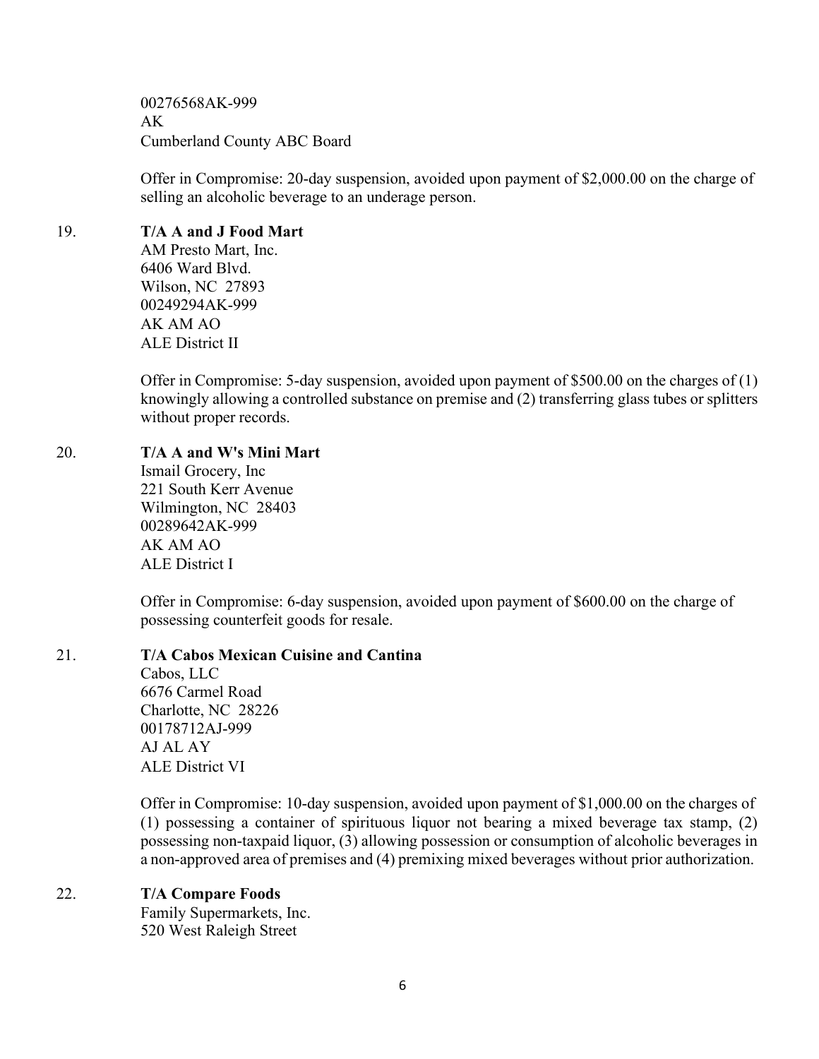00276568AK-999
AK
Cumberland County ABC Board

Offer in Compromise: 20-day suspension, avoided upon payment of $2,000.00 on the charge of selling an alcoholic beverage to an underage person.

19. **T/A A and J Food Mart**
AM Presto Mart, Inc.
6406 Ward Blvd.
Wilson, NC 27893
00249294AK-999
AK AM AO
ALE District II

Offer in Compromise: 5-day suspension, avoided upon payment of $500.00 on the charges of (1) knowingly allowing a controlled substance on premise and (2) transferring glass tubes or splitters without proper records.

20. **T/A A and W's Mini Mart**
Ismail Grocery, Inc
221 South Kerr Avenue
Wilmington, NC 28403
00289642AK-999
AK AM AO
ALE District I

Offer in Compromise: 6-day suspension, avoided upon payment of $600.00 on the charge of possessing counterfeit goods for resale.

21. **T/A Cabos Mexican Cuisine and Cantina**
Cabos, LLC
6676 Carmel Road
Charlotte, NC 28226
00178712AJ-999
AJ AL AY
ALE District VI

Offer in Compromise: 10-day suspension, avoided upon payment of $1,000.00 on the charges of (1) possessing a container of spirituous liquor not bearing a mixed beverage tax stamp, (2) possessing non-taxpaid liquor, (3) allowing possession or consumption of alcoholic beverages in a non-approved area of premises and (4) premixing mixed beverages without prior authorization.

22. **T/A Compare Foods**
Family Supermarkets, Inc.
520 West Raleigh Street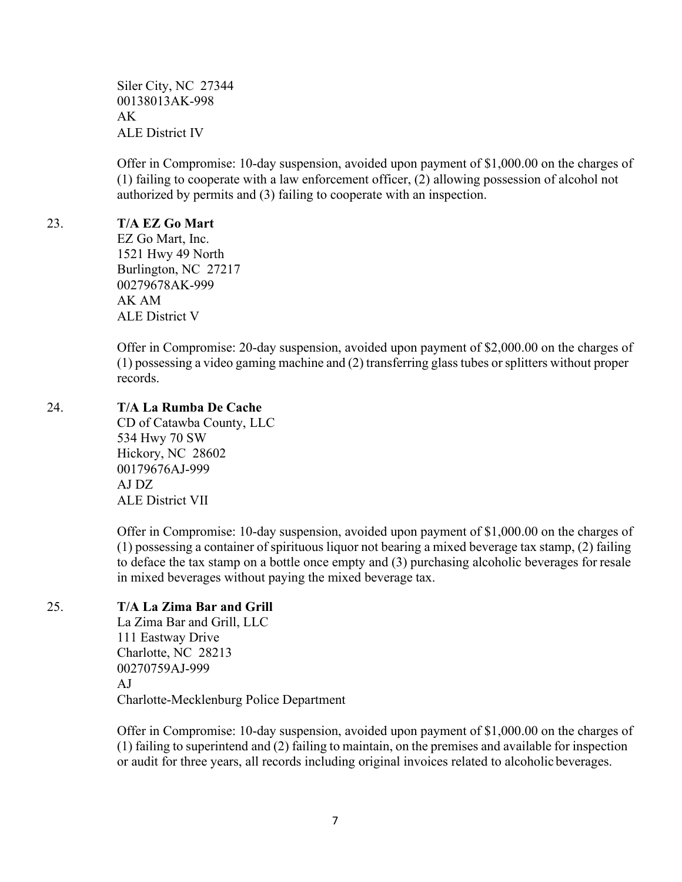Siler City, NC 27344
00138013AK-998
AK
ALE District IV

Offer in Compromise: 10-day suspension, avoided upon payment of $1,000.00 on the charges of (1) failing to cooperate with a law enforcement officer, (2) allowing possession of alcohol not authorized by permits and (3) failing to cooperate with an inspection.

23. **T/A EZ Go Mart**
EZ Go Mart, Inc.
1521 Hwy 49 North
Burlington, NC 27217
00279678AK-999
AK AM
ALE District V

Offer in Compromise: 20-day suspension, avoided upon payment of $2,000.00 on the charges of (1) possessing a video gaming machine and (2) transferring glass tubes or splitters without proper records.

24. **T/A La Rumba De Cache**
CD of Catawba County, LLC
534 Hwy 70 SW
Hickory, NC 28602
00179676AJ-999
AJ DZ
ALE District VII

Offer in Compromise: 10-day suspension, avoided upon payment of $1,000.00 on the charges of (1) possessing a container of spirituous liquor not bearing a mixed beverage tax stamp, (2) failing to deface the tax stamp on a bottle once empty and (3) purchasing alcoholic beverages for resale in mixed beverages without paying the mixed beverage tax.

25. **T/A La Zima Bar and Grill**
La Zima Bar and Grill, LLC
111 Eastway Drive
Charlotte, NC 28213
00270759AJ-999
AJ
Charlotte-Mecklenburg Police Department

Offer in Compromise: 10-day suspension, avoided upon payment of $1,000.00 on the charges of (1) failing to superintend and (2) failing to maintain, on the premises and available for inspection or audit for three years, all records including original invoices related to alcoholic beverages.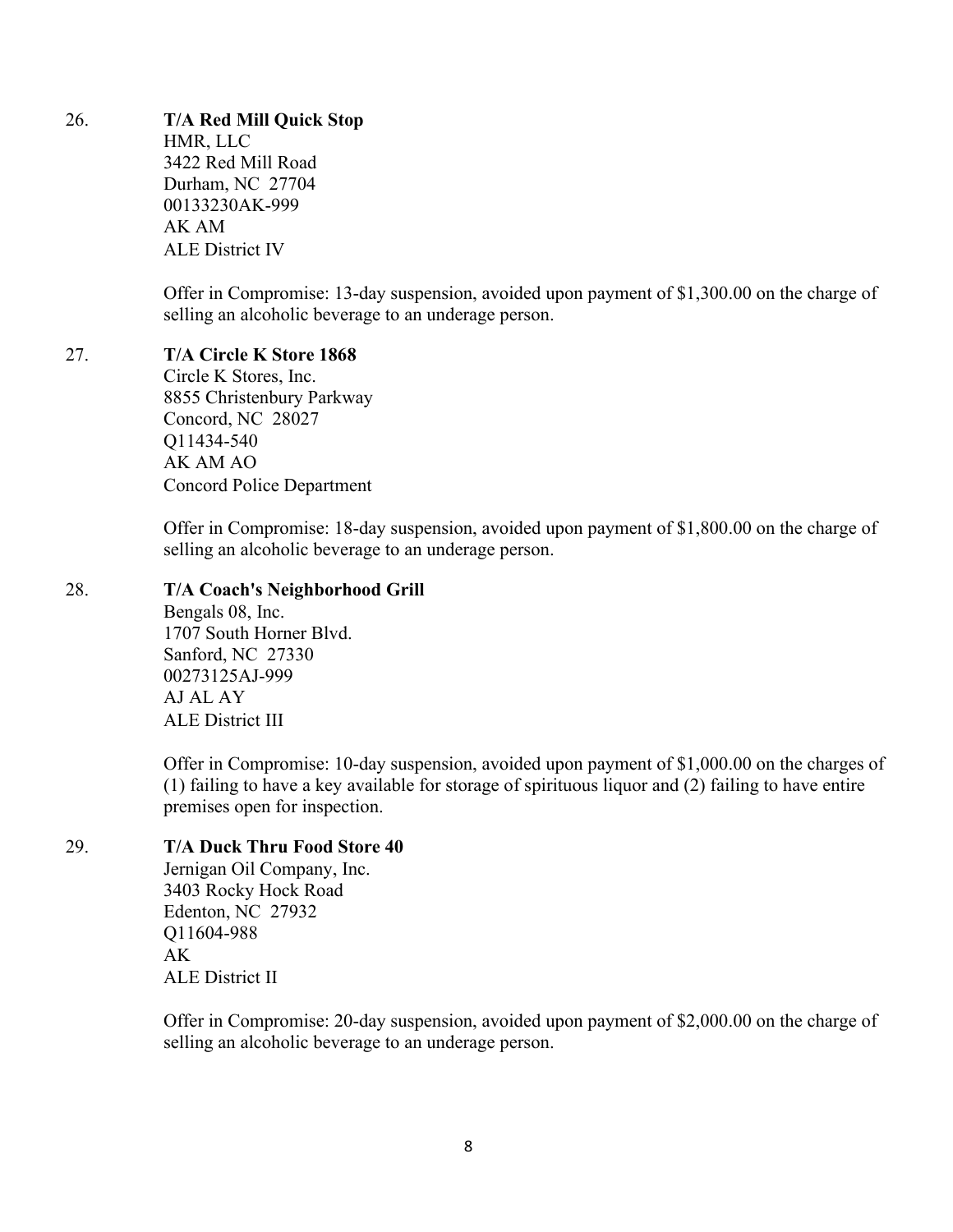26. **T/A Red Mill Quick Stop**
    HMR, LLC
    3422 Red Mill Road
    Durham, NC 27704
    00133230AK-999
    AK AM
    ALE District IV

    Offer in Compromise: 13-day suspension, avoided upon payment of $1,300.00 on the charge of selling an alcoholic beverage to an underage person.

27. **T/A Circle K Store 1868**
    Circle K Stores, Inc.
    8855 Christenbury Parkway
    Concord, NC 28027
    Q11434-540
    AK AM AO
    Concord Police Department

    Offer in Compromise: 18-day suspension, avoided upon payment of $1,800.00 on the charge of selling an alcoholic beverage to an underage person.

28. **T/A Coach's Neighborhood Grill**
    Bengals 08, Inc.
    1707 South Horner Blvd.
    Sanford, NC 27330
    00273125AJ-999
    AJ AL AY
    ALE District III

    Offer in Compromise: 10-day suspension, avoided upon payment of $1,000.00 on the charges of (1) failing to have a key available for storage of spirituous liquor and (2) failing to have entire premises open for inspection.

29. **T/A Duck Thru Food Store 40**
    Jernigan Oil Company, Inc.
    3403 Rocky Hock Road
    Edenton, NC 27932
    Q11604-988
    AK
    ALE District II

    Offer in Compromise: 20-day suspension, avoided upon payment of $2,000.00 on the charge of selling an alcoholic beverage to an underage person.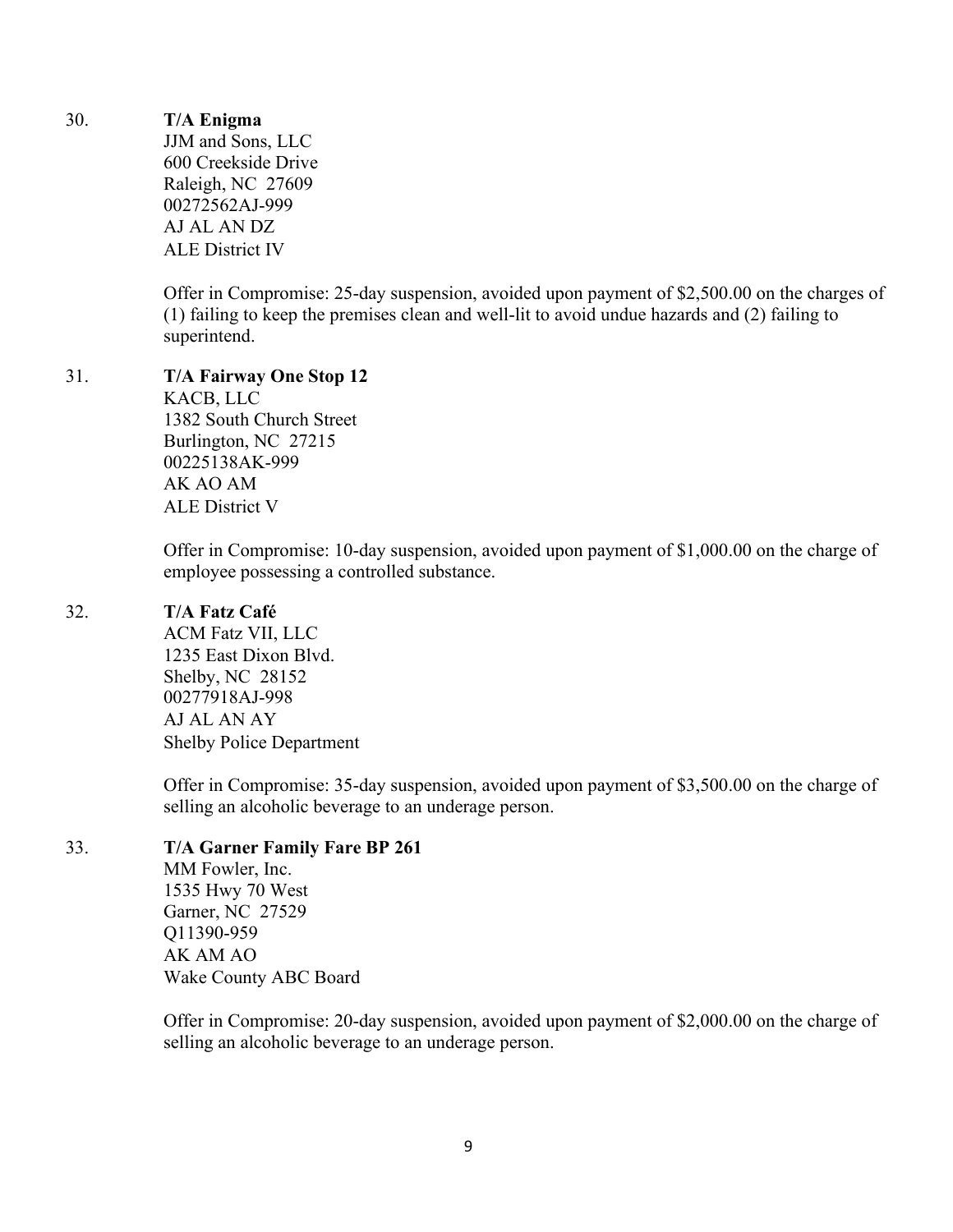30. **T/A Enigma**
    JJM and Sons, LLC
    600 Creekside Drive
    Raleigh, NC 27609
    00272562AJ-999
    AJ AL AN DZ
    ALE District IV

    Offer in Compromise: 25-day suspension, avoided upon payment of $2,500.00 on the charges of (1) failing to keep the premises clean and well-lit to avoid undue hazards and (2) failing to superintend.

31. **T/A Fairway One Stop 12**
    KACB, LLC
    1382 South Church Street
    Burlington, NC 27215
    00225138AK-999
    AK AO AM
    ALE District V

    Offer in Compromise: 10-day suspension, avoided upon payment of $1,000.00 on the charge of employee possessing a controlled substance.

32. **T/A Fatz Café**
    ACM Fatz VII, LLC
    1235 East Dixon Blvd.
    Shelby, NC 28152
    00277918AJ-998
    AJ AL AN AY
    Shelby Police Department

    Offer in Compromise: 35-day suspension, avoided upon payment of $3,500.00 on the charge of selling an alcoholic beverage to an underage person.

33. **T/A Garner Family Fare BP 261**
    MM Fowler, Inc.
    1535 Hwy 70 West
    Garner, NC 27529
    Q11390-959
    AK AM AO
    Wake County ABC Board

    Offer in Compromise: 20-day suspension, avoided upon payment of $2,000.00 on the charge of selling an alcoholic beverage to an underage person.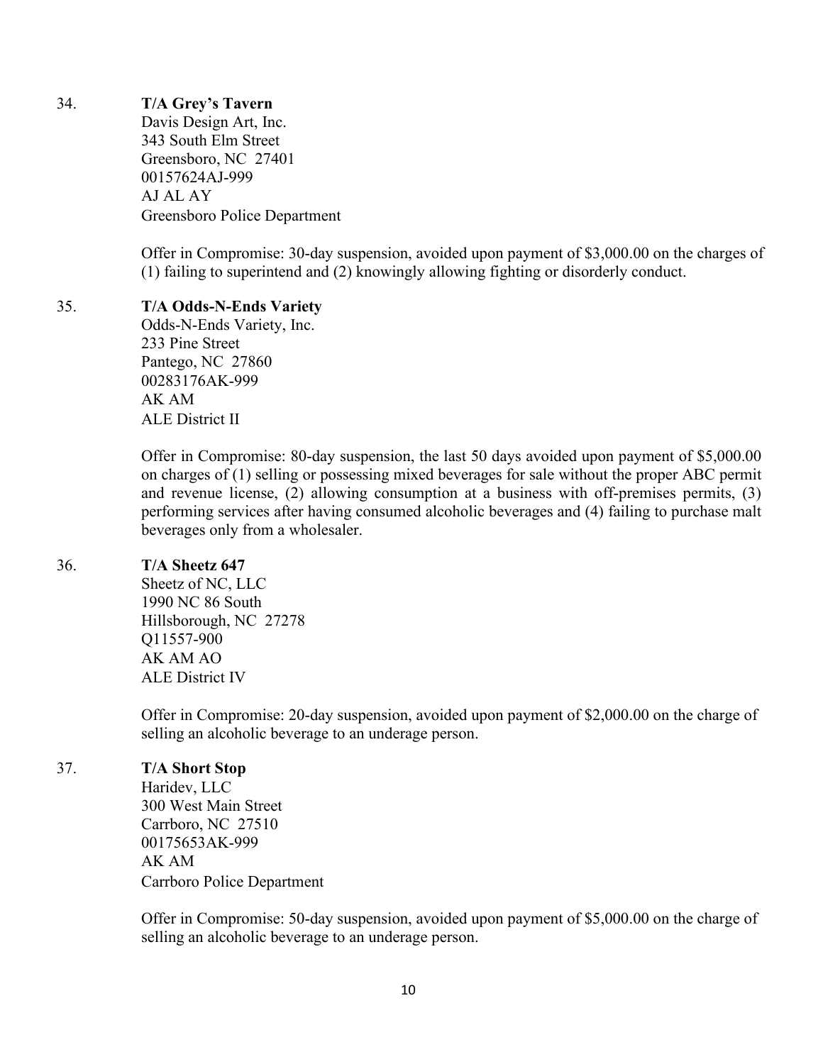34. **T/A Grey's Tavern**
    Davis Design Art, Inc.
    343 South Elm Street
    Greensboro, NC 27401
    00157624AJ-999
    AJ AL AY
    Greensboro Police Department

    Offer in Compromise: 30-day suspension, avoided upon payment of $3,000.00 on the charges of (1) failing to superintend and (2) knowingly allowing fighting or disorderly conduct.

35. **T/A Odds-N-Ends Variety**
    Odds-N-Ends Variety, Inc.
    233 Pine Street
    Pantego, NC 27860
    00283176AK-999
    AK AM
    ALE District II

    Offer in Compromise: 80-day suspension, the last 50 days avoided upon payment of $5,000.00 on charges of (1) selling or possessing mixed beverages for sale without the proper ABC permit and revenue license, (2) allowing consumption at a business with off-premises permits, (3) performing services after having consumed alcoholic beverages and (4) failing to purchase malt beverages only from a wholesaler.

36. **T/A Sheetz 647**
    Sheetz of NC, LLC
    1990 NC 86 South
    Hillsborough, NC 27278
    Q11557-900
    AK AM AO
    ALE District IV

    Offer in Compromise: 20-day suspension, avoided upon payment of $2,000.00 on the charge of selling an alcoholic beverage to an underage person.

37. **T/A Short Stop**
    Haridev, LLC
    300 West Main Street
    Carrboro, NC 27510
    00175653AK-999
    AK AM
    Carrboro Police Department

    Offer in Compromise: 50-day suspension, avoided upon payment of $5,000.00 on the charge of selling an alcoholic beverage to an underage person.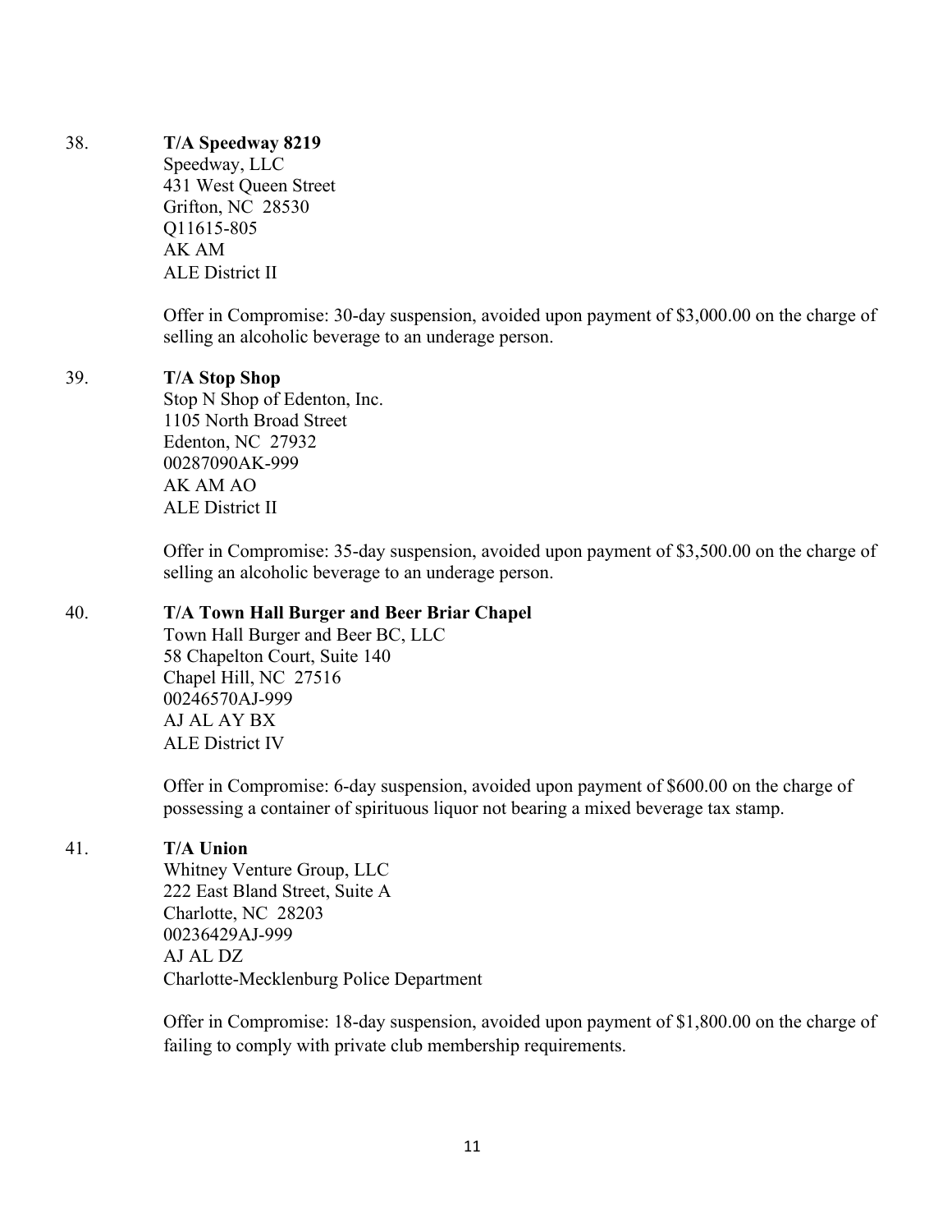38. **T/A Speedway 8219**
    Speedway, LLC
    431 West Queen Street
    Grifton, NC 28530
    Q11615-805
    AK AM
    ALE District II

    Offer in Compromise: 30-day suspension, avoided upon payment of $3,000.00 on the charge of selling an alcoholic beverage to an underage person.

39. **T/A Stop Shop**
    Stop N Shop of Edenton, Inc.
    1105 North Broad Street
    Edenton, NC 27932
    00287090AK-999
    AK AM AO
    ALE District II

    Offer in Compromise: 35-day suspension, avoided upon payment of $3,500.00 on the charge of selling an alcoholic beverage to an underage person.

40. **T/A Town Hall Burger and Beer Briar Chapel**
    Town Hall Burger and Beer BC, LLC
    58 Chapelton Court, Suite 140
    Chapel Hill, NC 27516
    00246570AJ-999
    AJ AL AY BX
    ALE District IV

    Offer in Compromise: 6-day suspension, avoided upon payment of $600.00 on the charge of possessing a container of spirituous liquor not bearing a mixed beverage tax stamp.

41. **T/A Union**
    Whitney Venture Group, LLC
    222 East Bland Street, Suite A
    Charlotte, NC 28203
    00236429AJ-999
    AJ AL DZ
    Charlotte-Mecklenburg Police Department

    Offer in Compromise: 18-day suspension, avoided upon payment of $1,800.00 on the charge of failing to comply with private club membership requirements.